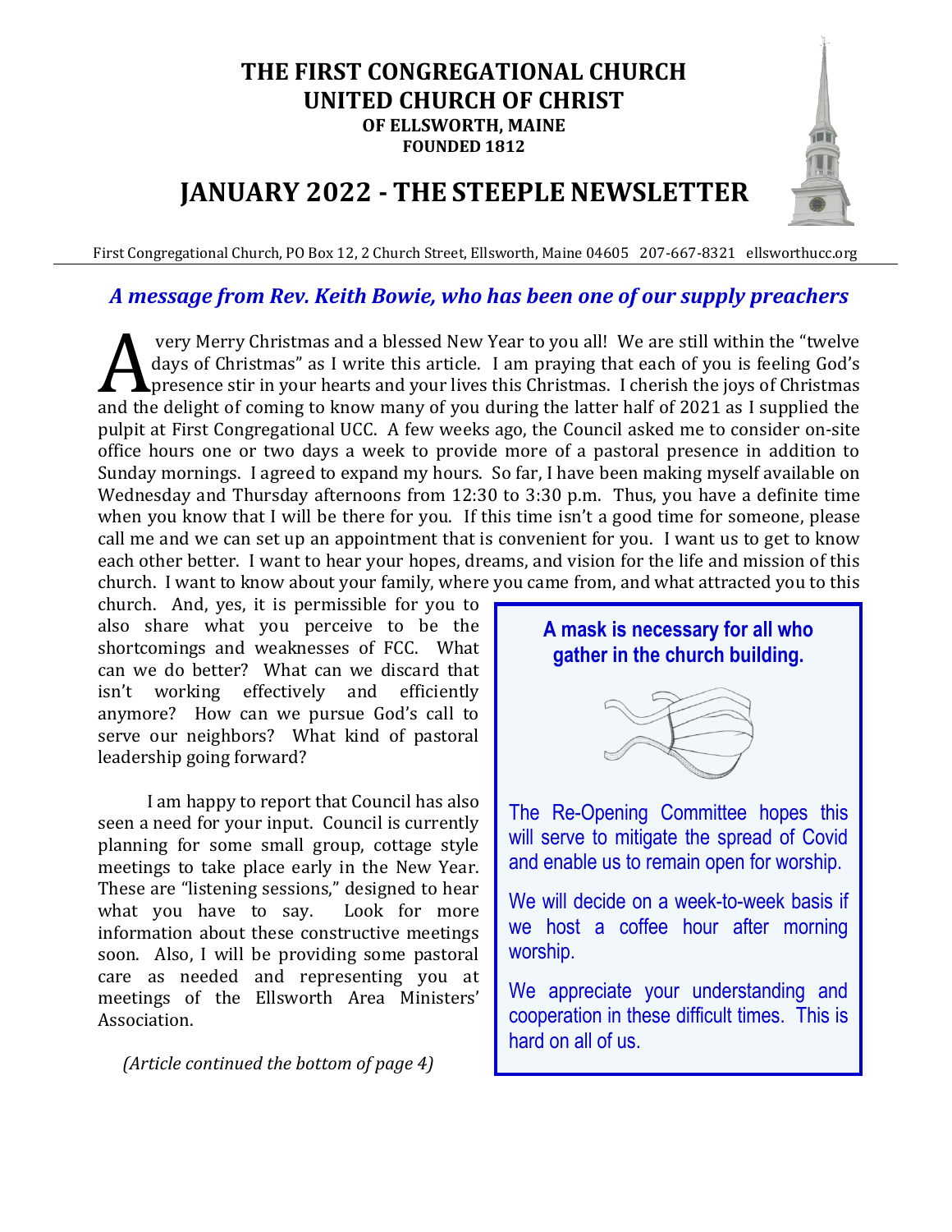# THE FIRST CONGREGATIONAL CHURCH UNITED CHURCH OF CHRIST

**OF ELLSWORTH, MAINE**
**FOUNDED 1812**

# JANUARY 2022 - THE STEEPLE NEWSLETTER

First Congregational Church, PO Box 12, 2 Church Street, Ellsworth, Maine 04605 207-667-8321 ellsworthucc.org

## *A message from Rev. Keith Bowie, who has been one of our supply preachers*

A very Merry Christmas and a blessed New Year to you all! We are still within the "twelve days of Christmas" as I write this article. I am praying that each of you is feeling God's presence stir in your hearts and your lives this Christmas. I cherish the joys of Christmas and the delight of coming to know many of you during the latter half of 2021 as I supplied the pulpit at First Congregational UCC. A few weeks ago, the Council asked me to consider on-site office hours one or two days a week to provide more of a pastoral presence in addition to Sunday mornings. I agreed to expand my hours. So far, I have been making myself available on Wednesday and Thursday afternoons from 12:30 to 3:30 p.m. Thus, you have a definite time when you know that I will be there for you. If this time isn't a good time for someone, please call me and we can set up an appointment that is convenient for you. I want us to get to know each other better. I want to hear your hopes, dreams, and vision for the life and mission of this church. I want to know about your family, where you came from, and what attracted you to this church. And, yes, it is permissible for you to also share what you perceive to be the shortcomings and weaknesses of FCC. What can we do better? What can we discard that isn't working effectively and efficiently anymore? How can we pursue God's call to serve our neighbors? What kind of pastoral leadership going forward?

I am happy to report that Council has also seen a need for your input. Council is currently planning for some small group, cottage style meetings to take place early in the New Year. These are "listening sessions," designed to hear what you have to say. Look for more information about these constructive meetings soon. Also, I will be providing some pastoral care as needed and representing you at meetings of the Ellsworth Area Ministers' Association.

*(Article continued the bottom of page 4)*

**A mask is necessary for all who gather in the church building.**

The Re-Opening Committee hopes this will serve to mitigate the spread of Covid and enable us to remain open for worship.

We will decide on a week-to-week basis if we host a coffee hour after morning worship.

We appreciate your understanding and cooperation in these difficult times. This is hard on all of us.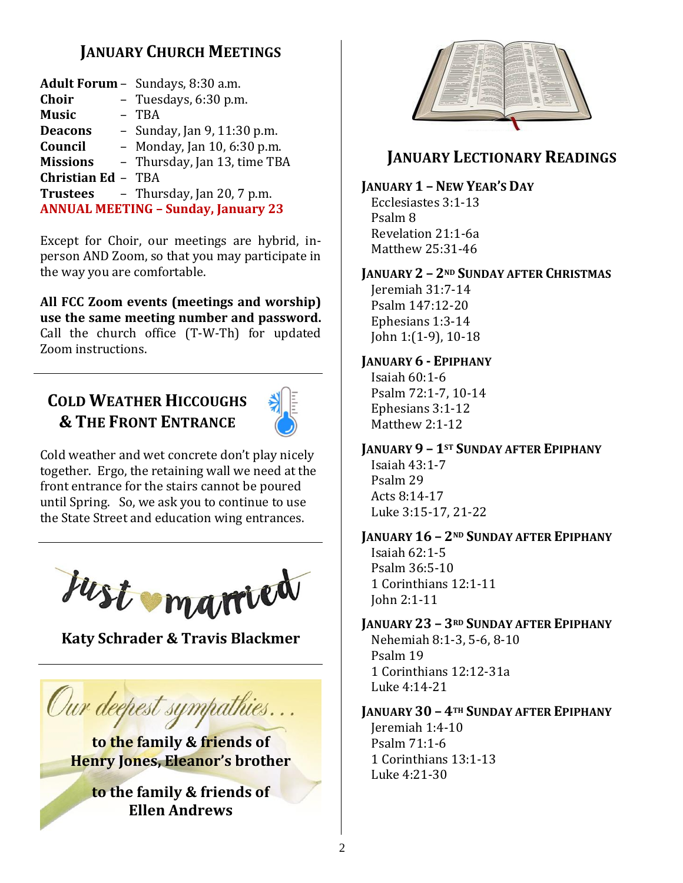## January Church Meetings

**Adult Forum** – Sundays, 8:30 a.m.
**Choir** – Tuesdays, 6:30 p.m.
**Music** – TBA
**Deacons** – Sunday, Jan 9, 11:30 p.m.
**Council** – Monday, Jan 10, 6:30 p.m.
**Missions** – Thursday, Jan 13, time TBA
**Christian Ed** – TBA
**Trustees** – Thursday, Jan 20, 7 p.m.
**ANNUAL MEETING – Sunday, January 23**

Except for Choir, our meetings are hybrid, in-person AND Zoom, so that you may participate in the way you are comfortable.

**All FCC Zoom events (meetings and worship) use the same meeting number and password.** Call the church office (T-W-Th) for updated Zoom instructions.

## Cold Weather Hiccoughs & The Front Entrance

Cold weather and wet concrete don't play nicely together. Ergo, the retaining wall we need at the front entrance for the stairs cannot be poured until Spring. So, we ask you to continue to use the State Street and education wing entrances.

Just married

**Katy Schrader & Travis Blackmer**

*Our deepest sympathies…*

**to the family & friends of Henry Jones, Eleanor's brother**

**to the family & friends of Ellen Andrews**

## January Lectionary Readings

**January 1 – New Year's Day**
Ecclesiastes 3:1-13
Psalm 8
Revelation 21:1-6a
Matthew 25:31-46

**January 2 – 2nd Sunday after Christmas**
Jeremiah 31:7-14
Psalm 147:12-20
Ephesians 1:3-14
John 1:(1-9), 10-18

**January 6 - Epiphany**
Isaiah 60:1-6
Psalm 72:1-7, 10-14
Ephesians 3:1-12
Matthew 2:1-12

**January 9 – 1st Sunday after Epiphany**
Isaiah 43:1-7
Psalm 29
Acts 8:14-17
Luke 3:15-17, 21-22

**January 16 – 2nd Sunday after Epiphany**
Isaiah 62:1-5
Psalm 36:5-10
1 Corinthians 12:1-11
John 2:1-11

**January 23 – 3rd Sunday after Epiphany**
Nehemiah 8:1-3, 5-6, 8-10
Psalm 19
1 Corinthians 12:12-31a
Luke 4:14-21

**January 30 – 4th Sunday after Epiphany**
Jeremiah 1:4-10
Psalm 71:1-6
1 Corinthians 13:1-13
Luke 4:21-30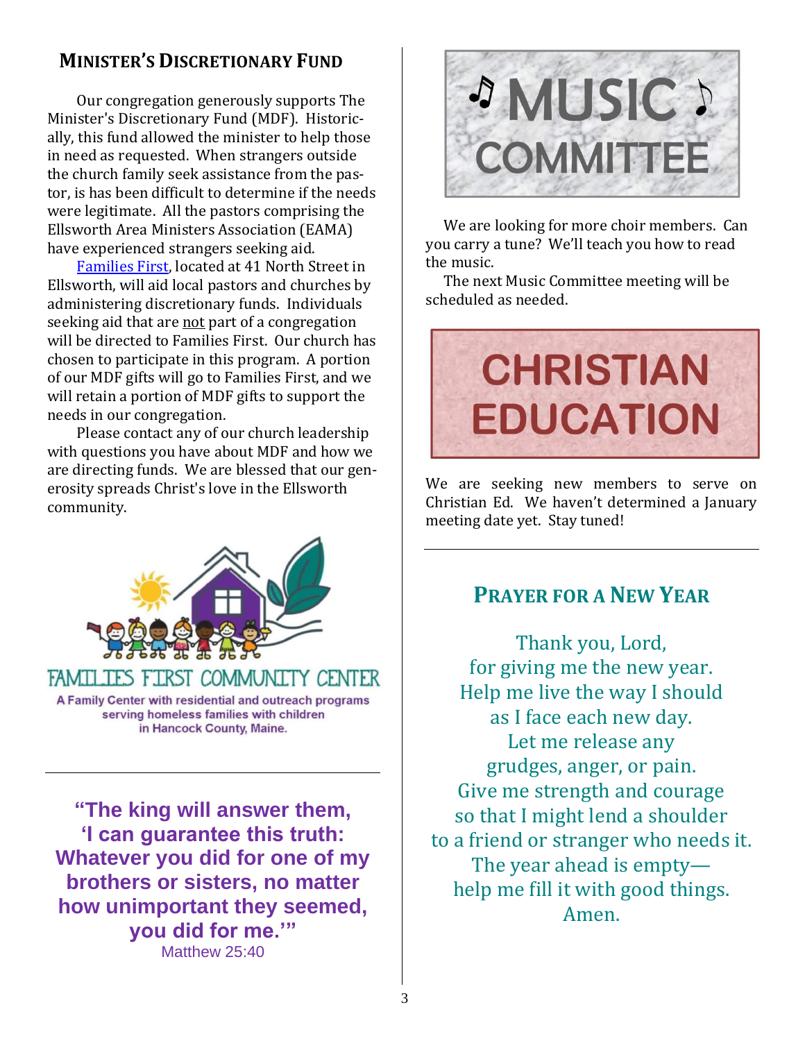## Minister's Discretionary Fund

Our congregation generously supports The Minister's Discretionary Fund (MDF). Historically, this fund allowed the minister to help those in need as requested. When strangers outside the church family seek assistance from the pastor, is has been difficult to determine if the needs were legitimate. All the pastors comprising the Ellsworth Area Ministers Association (EAMA) have experienced strangers seeking aid.

Families First, located at 41 North Street in Ellsworth, will aid local pastors and churches by administering discretionary funds. Individuals seeking aid that are not part of a congregation will be directed to Families First. Our church has chosen to participate in this program. A portion of our MDF gifts will go to Families First, and we will retain a portion of MDF gifts to support the needs in our congregation.

Please contact any of our church leadership with questions you have about MDF and how we are directing funds. We are blessed that our generosity spreads Christ's love in the Ellsworth community.

FAMILIES FIRST COMMUNITY CENTER

A Family Center with residential and outreach programs serving homeless families with children in Hancock County, Maine.

---

**"The king will answer them, 'I can guarantee this truth: Whatever you did for one of my brothers or sisters, no matter how unimportant they seemed, you did for me.'"**

Matthew 25:40

## ♫ MUSIC ♪ COMMITTEE

We are looking for more choir members. Can you carry a tune? We'll teach you how to read the music.

The next Music Committee meeting will be scheduled as needed.

## CHRISTIAN EDUCATION

We are seeking new members to serve on Christian Ed. We haven't determined a January meeting date yet. Stay tuned!

---

## Prayer for a New Year

Thank you, Lord,
for giving me the new year.
Help me live the way I should
as I face each new day.
Let me release any
grudges, anger, or pain.
Give me strength and courage
so that I might lend a shoulder
to a friend or stranger who needs it.
The year ahead is empty—
help me fill it with good things.
Amen.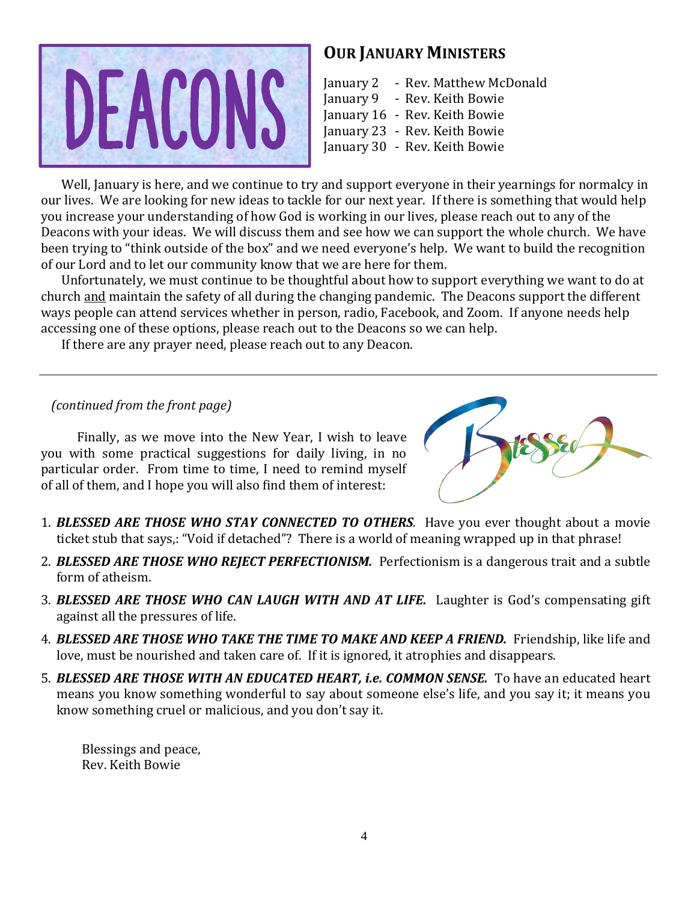# DEACONS

## OUR JANUARY MINISTERS

January 2 - Rev. Matthew McDonald
January 9 - Rev. Keith Bowie
January 16 - Rev. Keith Bowie
January 23 - Rev. Keith Bowie
January 30 - Rev. Keith Bowie

Well, January is here, and we continue to try and support everyone in their yearnings for normalcy in our lives. We are looking for new ideas to tackle for our next year. If there is something that would help you increase your understanding of how God is working in our lives, please reach out to any of the Deacons with your ideas. We will discuss them and see how we can support the whole church. We have been trying to "think outside of the box" and we need everyone's help. We want to build the recognition of our Lord and to let our community know that we are here for them.

Unfortunately, we must continue to be thoughtful about how to support everything we want to do at church and maintain the safety of all during the changing pandemic. The Deacons support the different ways people can attend services whether in person, radio, Facebook, and Zoom. If anyone needs help accessing one of these options, please reach out to the Deacons so we can help.

If there are any prayer need, please reach out to any Deacon.

---

*(continued from the front page)*

Finally, as we move into the New Year, I wish to leave you with some practical suggestions for daily living, in no particular order. From time to time, I need to remind myself of all of them, and I hope you will also find them of interest:

1. ***BLESSED ARE THOSE WHO STAY CONNECTED TO OTHERS.*** Have you ever thought about a movie ticket stub that says,: "Void if detached"? There is a world of meaning wrapped up in that phrase!
2. ***BLESSED ARE THOSE WHO REJECT PERFECTIONISM.*** Perfectionism is a dangerous trait and a subtle form of atheism.
3. ***BLESSED ARE THOSE WHO CAN LAUGH WITH AND AT LIFE.*** Laughter is God's compensating gift against all the pressures of life.
4. ***BLESSED ARE THOSE WHO TAKE THE TIME TO MAKE AND KEEP A FRIEND.*** Friendship, like life and love, must be nourished and taken care of. If it is ignored, it atrophies and disappears.
5. ***BLESSED ARE THOSE WITH AN EDUCATED HEART, i.e. COMMON SENSE.*** To have an educated heart means you know something wonderful to say about someone else's life, and you say it; it means you know something cruel or malicious, and you don't say it.

Blessings and peace,
Rev. Keith Bowie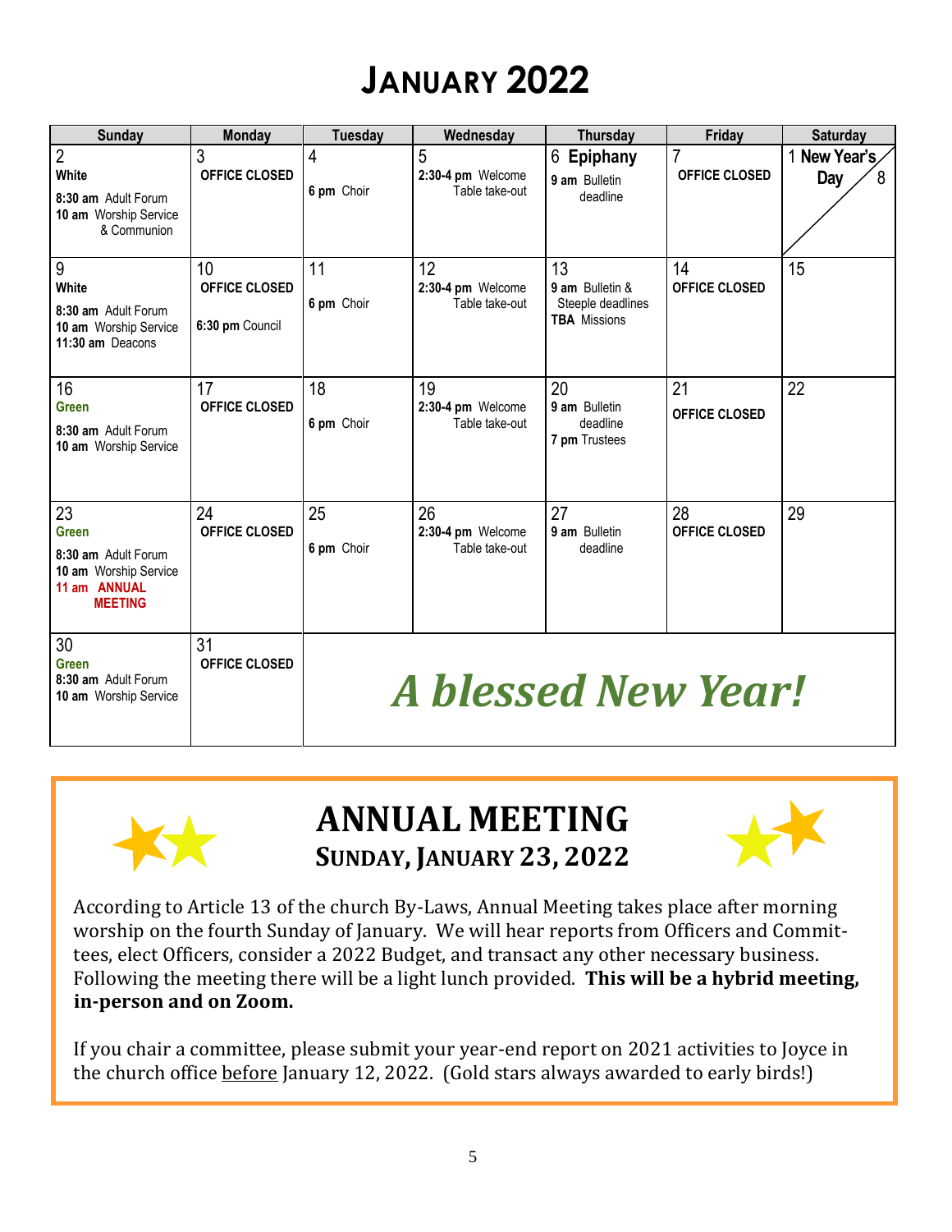# January 2022

| Sunday | Monday | Tuesday | Wednesday | Thursday | Friday | Saturday |
|---|---|---|---|---|---|---|
| 2<br>White<br>**8:30 am** Adult Forum<br>**10 am** Worship Service & Communion | 3<br>**OFFICE CLOSED** | 4<br>**6 pm** Choir | 5<br>**2:30-4 pm** Welcome Table take-out | 6 **Epiphany**<br>**9 am** Bulletin deadline | 7<br>**OFFICE CLOSED** | 1 **New Year's Day** / 8 |
| 9<br>White<br>**8:30 am** Adult Forum<br>**10 am** Worship Service<br>**11:30 am** Deacons | 10<br>**OFFICE CLOSED**<br>**6:30 pm** Council | 11<br>**6 pm** Choir | 12<br>**2:30-4 pm** Welcome Table take-out | 13<br>**9 am** Bulletin & Steeple deadlines<br>**TBA** Missions | 14<br>**OFFICE CLOSED** | 15 |
| 16<br>Green<br>**8:30 am** Adult Forum<br>**10 am** Worship Service | 17<br>**OFFICE CLOSED** | 18<br>**6 pm** Choir | 19<br>**2:30-4 pm** Welcome Table take-out | 20<br>**9 am** Bulletin deadline<br>**7 pm** Trustees | 21<br>**OFFICE CLOSED** | 22 |
| 23<br>Green<br>**8:30 am** Adult Forum<br>**10 am** Worship Service<br>**11 am ANNUAL MEETING** | 24<br>**OFFICE CLOSED** | 25<br>**6 pm** Choir | 26<br>**2:30-4 pm** Welcome Table take-out | 27<br>**9 am** Bulletin deadline | 28<br>**OFFICE CLOSED** | 29 |
| 30<br>Green<br>**8:30 am** Adult Forum<br>**10 am** Worship Service | 31<br>**OFFICE CLOSED** | *A blessed New Year!* | | | | |

## ANNUAL MEETING
### Sunday, January 23, 2022

According to Article 13 of the church By-Laws, Annual Meeting takes place after morning worship on the fourth Sunday of January. We will hear reports from Officers and Committees, elect Officers, consider a 2022 Budget, and transact any other necessary business. Following the meeting there will be a light lunch provided. **This will be a hybrid meeting, in-person and on Zoom.**

If you chair a committee, please submit your year-end report on 2021 activities to Joyce in the church office before January 12, 2022. (Gold stars always awarded to early birds!)